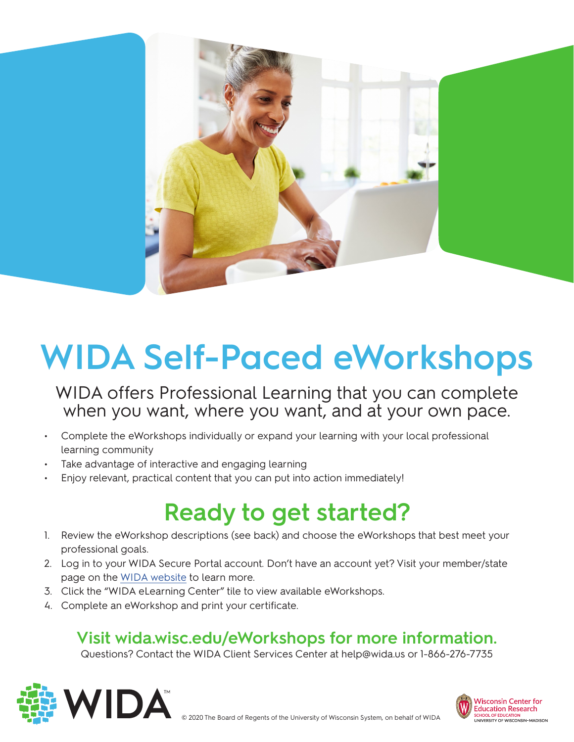# WIDA Self-Paced eWorkshops

WIDA offers Professional Learning that you can complete when you want, where you want, and at your own pace.

- Complete the eWorkshops individually or expand your learning with your local professional learning community
- Take advantage of interactive and engaging learning
- Enjoy relevant, practical content that you can put into action immediately!

## Ready to get started?

1. Review the eWorkshop descriptions (see back) and choose the eWorkshops that best meet your professional goals.
2. Log in to your WIDA Secure Portal account. Don't have an account yet? Visit your member/state page on the WIDA website to learn more.
3. Click the "WIDA eLearning Center" tile to view available eWorkshops.
4. Complete an eWorkshop and print your certificate.

### Visit wida.wisc.edu/eWorkshops for more information.

Questions? Contact the WIDA Client Services Center at help@wida.us or 1-866-276-7735

WIDA™

© 2020 The Board of Regents of the University of Wisconsin System, on behalf of WIDA

Wisconsin Center for Education Research
SCHOOL OF EDUCATION
UNIVERSITY OF WISCONSIN–MADISON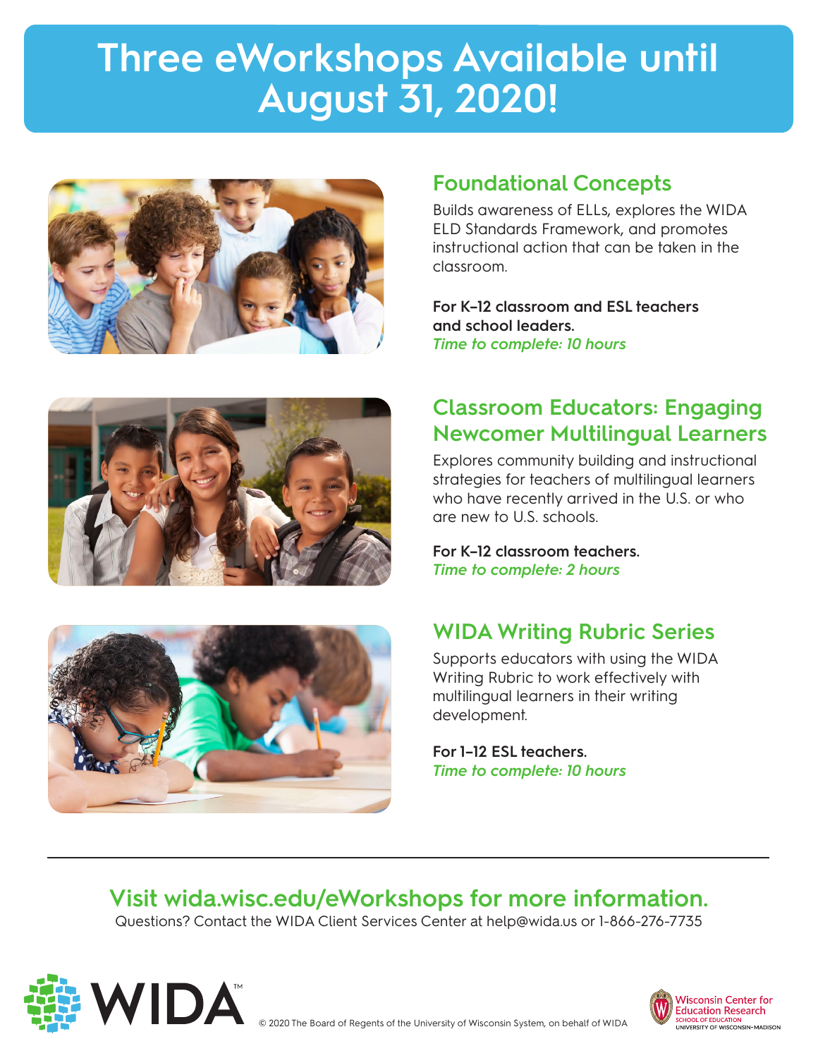# Three eWorkshops Available until August 31, 2020!

## Foundational Concepts

Builds awareness of ELLs, explores the WIDA ELD Standards Framework, and promotes instructional action that can be taken in the classroom.

**For K–12 classroom and ESL teachers and school leaders.**
*Time to complete: 10 hours*

## Classroom Educators: Engaging Newcomer Multilingual Learners

Explores community building and instructional strategies for teachers of multilingual learners who have recently arrived in the U.S. or who are new to U.S. schools.

**For K–12 classroom teachers.**
*Time to complete: 2 hours*

## WIDA Writing Rubric Series

Supports educators with using the WIDA Writing Rubric to work effectively with multilingual learners in their writing development.

**For 1–12 ESL teachers.**
*Time to complete: 10 hours*

---

## Visit wida.wisc.edu/eWorkshops for more information.

Questions? Contact the WIDA Client Services Center at help@wida.us or 1-866-276-7735

WIDA™

© 2020 The Board of Regents of the University of Wisconsin System, on behalf of WIDA

Wisconsin Center for Education Research
SCHOOL OF EDUCATION
UNIVERSITY OF WISCONSIN-MADISON